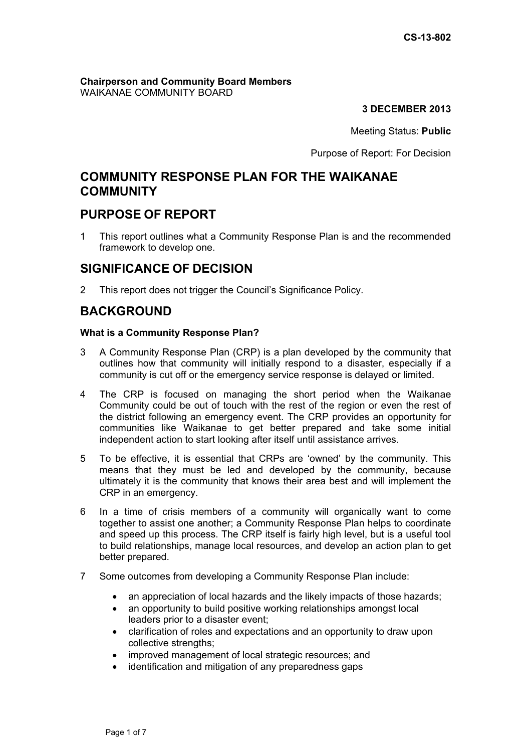CS-13-802

**Chairperson and Community Board Members**
WAIKANAE COMMUNITY BOARD

**3 DECEMBER 2013**

Meeting Status: **Public**

Purpose of Report: For Decision

# COMMUNITY RESPONSE PLAN FOR THE WAIKANAE COMMUNITY

## PURPOSE OF REPORT

1 This report outlines what a Community Response Plan is and the recommended framework to develop one.

## SIGNIFICANCE OF DECISION

2 This report does not trigger the Council's Significance Policy.

## BACKGROUND

**What is a Community Response Plan?**

3 A Community Response Plan (CRP) is a plan developed by the community that outlines how that community will initially respond to a disaster, especially if a community is cut off or the emergency service response is delayed or limited.

4 The CRP is focused on managing the short period when the Waikanae Community could be out of touch with the rest of the region or even the rest of the district following an emergency event. The CRP provides an opportunity for communities like Waikanae to get better prepared and take some initial independent action to start looking after itself until assistance arrives.

5 To be effective, it is essential that CRPs are 'owned' by the community. This means that they must be led and developed by the community, because ultimately it is the community that knows their area best and will implement the CRP in an emergency.

6 In a time of crisis members of a community will organically want to come together to assist one another; a Community Response Plan helps to coordinate and speed up this process. The CRP itself is fairly high level, but is a useful tool to build relationships, manage local resources, and develop an action plan to get better prepared.

7 Some outcomes from developing a Community Response Plan include:

- an appreciation of local hazards and the likely impacts of those hazards;
- an opportunity to build positive working relationships amongst local leaders prior to a disaster event;
- clarification of roles and expectations and an opportunity to draw upon collective strengths;
- improved management of local strategic resources; and
- identification and mitigation of any preparedness gaps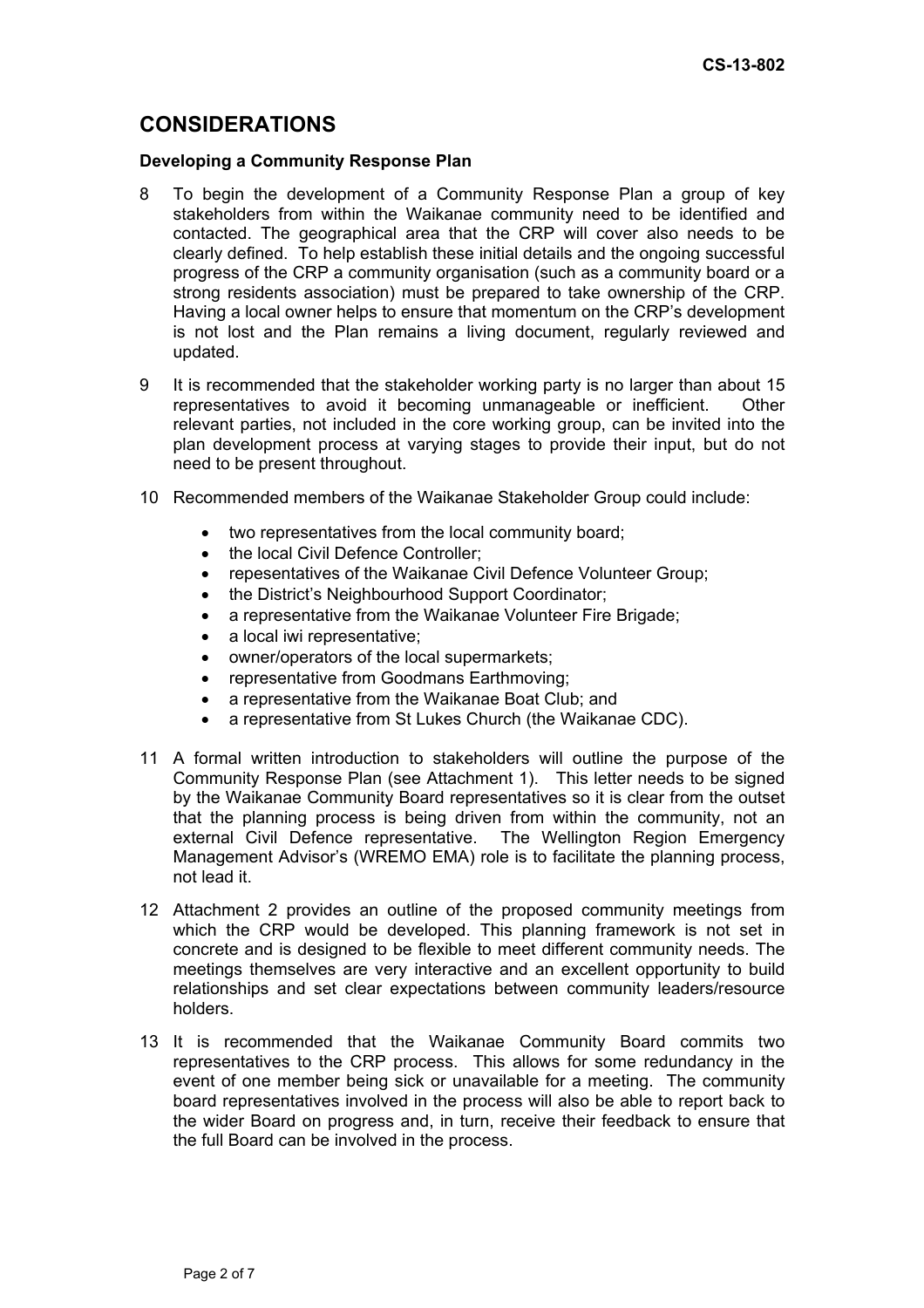# CONSIDERATIONS

### Developing a Community Response Plan

8 To begin the development of a Community Response Plan a group of key stakeholders from within the Waikanae community need to be identified and contacted. The geographical area that the CRP will cover also needs to be clearly defined. To help establish these initial details and the ongoing successful progress of the CRP a community organisation (such as a community board or a strong residents association) must be prepared to take ownership of the CRP. Having a local owner helps to ensure that momentum on the CRP's development is not lost and the Plan remains a living document, regularly reviewed and updated.

9 It is recommended that the stakeholder working party is no larger than about 15 representatives to avoid it becoming unmanageable or inefficient. Other relevant parties, not included in the core working group, can be invited into the plan development process at varying stages to provide their input, but do not need to be present throughout.

10 Recommended members of the Waikanae Stakeholder Group could include:

- two representatives from the local community board;
- the local Civil Defence Controller;
- repesentatives of the Waikanae Civil Defence Volunteer Group;
- the District's Neighbourhood Support Coordinator;
- a representative from the Waikanae Volunteer Fire Brigade;
- a local iwi representative;
- owner/operators of the local supermarkets;
- representative from Goodmans Earthmoving;
- a representative from the Waikanae Boat Club; and
- a representative from St Lukes Church (the Waikanae CDC).

11 A formal written introduction to stakeholders will outline the purpose of the Community Response Plan (see Attachment 1). This letter needs to be signed by the Waikanae Community Board representatives so it is clear from the outset that the planning process is being driven from within the community, not an external Civil Defence representative. The Wellington Region Emergency Management Advisor's (WREMO EMA) role is to facilitate the planning process, not lead it.

12 Attachment 2 provides an outline of the proposed community meetings from which the CRP would be developed. This planning framework is not set in concrete and is designed to be flexible to meet different community needs. The meetings themselves are very interactive and an excellent opportunity to build relationships and set clear expectations between community leaders/resource holders.

13 It is recommended that the Waikanae Community Board commits two representatives to the CRP process. This allows for some redundancy in the event of one member being sick or unavailable for a meeting. The community board representatives involved in the process will also be able to report back to the wider Board on progress and, in turn, receive their feedback to ensure that the full Board can be involved in the process.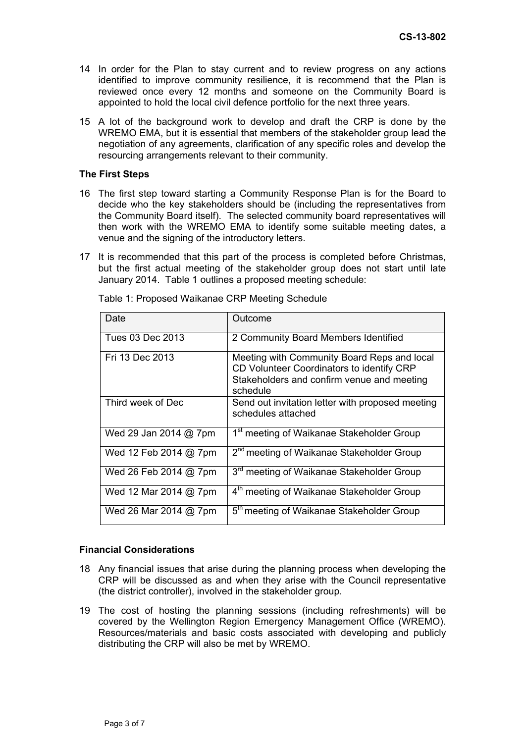14 In order for the Plan to stay current and to review progress on any actions identified to improve community resilience, it is recommend that the Plan is reviewed once every 12 months and someone on the Community Board is appointed to hold the local civil defence portfolio for the next three years.

15 A lot of the background work to develop and draft the CRP is done by the WREMO EMA, but it is essential that members of the stakeholder group lead the negotiation of any agreements, clarification of any specific roles and develop the resourcing arrangements relevant to their community.

**The First Steps**

16 The first step toward starting a Community Response Plan is for the Board to decide who the key stakeholders should be (including the representatives from the Community Board itself). The selected community board representatives will then work with the WREMO EMA to identify some suitable meeting dates, a venue and the signing of the introductory letters.

17 It is recommended that this part of the process is completed before Christmas, but the first actual meeting of the stakeholder group does not start until late January 2014. Table 1 outlines a proposed meeting schedule:

Table 1: Proposed Waikanae CRP Meeting Schedule

| Date | Outcome |
|---|---|
| Tues 03 Dec 2013 | 2 Community Board Members Identified |
| Fri 13 Dec 2013 | Meeting with Community Board Reps and local CD Volunteer Coordinators to identify CRP Stakeholders and confirm venue and meeting schedule |
| Third week of Dec | Send out invitation letter with proposed meeting schedules attached |
| Wed 29 Jan 2014 @ 7pm | 1st meeting of Waikanae Stakeholder Group |
| Wed 12 Feb 2014 @ 7pm | 2nd meeting of Waikanae Stakeholder Group |
| Wed 26 Feb 2014 @ 7pm | 3rd meeting of Waikanae Stakeholder Group |
| Wed 12 Mar 2014 @ 7pm | 4th meeting of Waikanae Stakeholder Group |
| Wed 26 Mar 2014 @ 7pm | 5th meeting of Waikanae Stakeholder Group |

**Financial Considerations**

18 Any financial issues that arise during the planning process when developing the CRP will be discussed as and when they arise with the Council representative (the district controller), involved in the stakeholder group.

19 The cost of hosting the planning sessions (including refreshments) will be covered by the Wellington Region Emergency Management Office (WREMO). Resources/materials and basic costs associated with developing and publicly distributing the CRP will also be met by WREMO.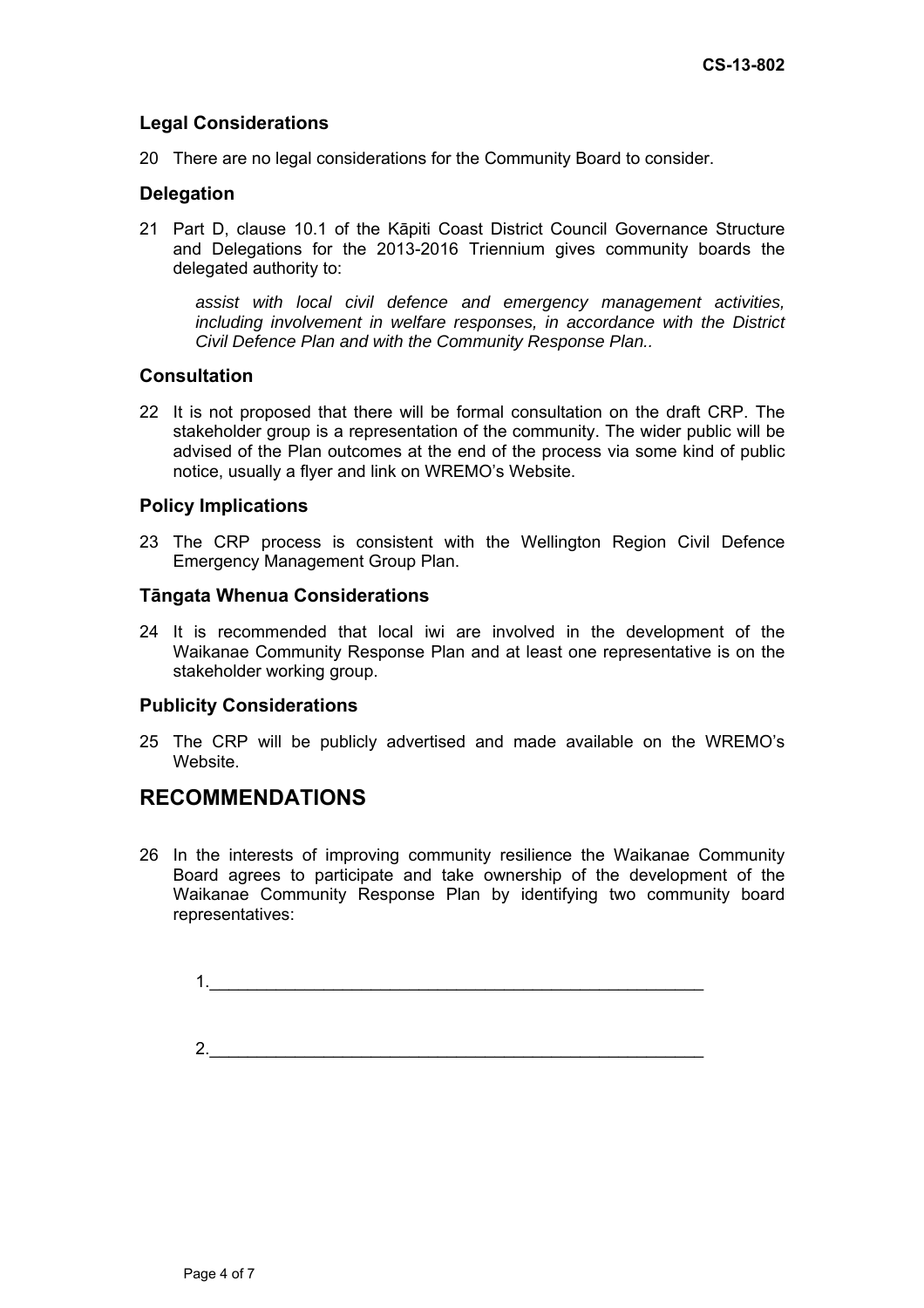### Legal Considerations

20 There are no legal considerations for the Community Board to consider.

### Delegation

21 Part D, clause 10.1 of the Kāpiti Coast District Council Governance Structure and Delegations for the 2013-2016 Triennium gives community boards the delegated authority to:

*assist with local civil defence and emergency management activities, including involvement in welfare responses, in accordance with the District Civil Defence Plan and with the Community Response Plan..*

### Consultation

22 It is not proposed that there will be formal consultation on the draft CRP. The stakeholder group is a representation of the community. The wider public will be advised of the Plan outcomes at the end of the process via some kind of public notice, usually a flyer and link on WREMO's Website.

### Policy Implications

23 The CRP process is consistent with the Wellington Region Civil Defence Emergency Management Group Plan.

### Tāngata Whenua Considerations

24 It is recommended that local iwi are involved in the development of the Waikanae Community Response Plan and at least one representative is on the stakeholder working group.

### Publicity Considerations

25 The CRP will be publicly advertised and made available on the WREMO's Website.

## RECOMMENDATIONS

26 In the interests of improving community resilience the Waikanae Community Board agrees to participate and take ownership of the development of the Waikanae Community Response Plan by identifying two community board representatives:

1.______________________________________________________

2.______________________________________________________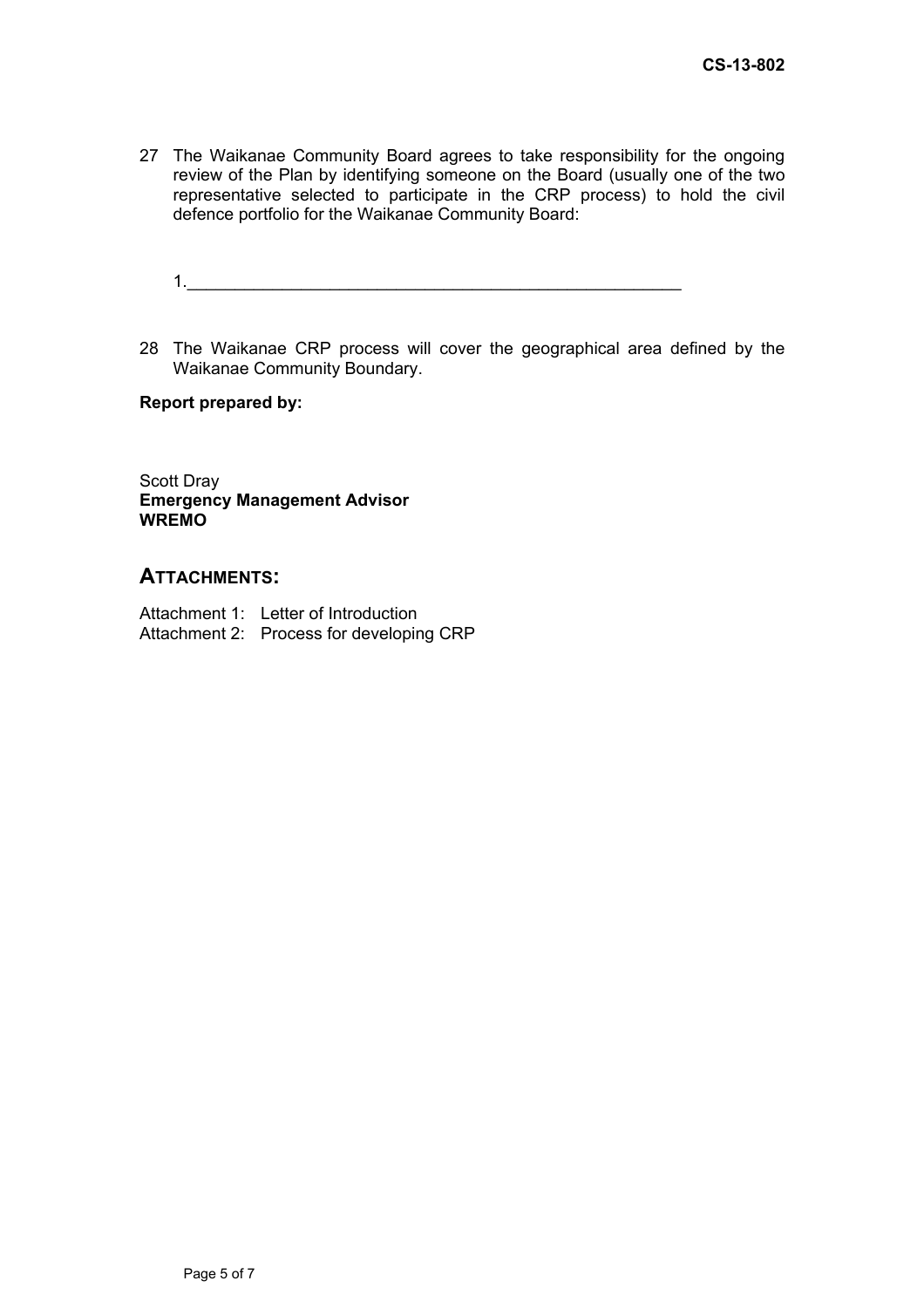27 The Waikanae Community Board agrees to take responsibility for the ongoing review of the Plan by identifying someone on the Board (usually one of the two representative selected to participate in the CRP process) to hold the civil defence portfolio for the Waikanae Community Board:

1.______________________________________________________

28 The Waikanae CRP process will cover the geographical area defined by the Waikanae Community Boundary.

**Report prepared by:**

Scott Dray
**Emergency Management Advisor**
**WREMO**

## ATTACHMENTS:

Attachment 1: Letter of Introduction
Attachment 2: Process for developing CRP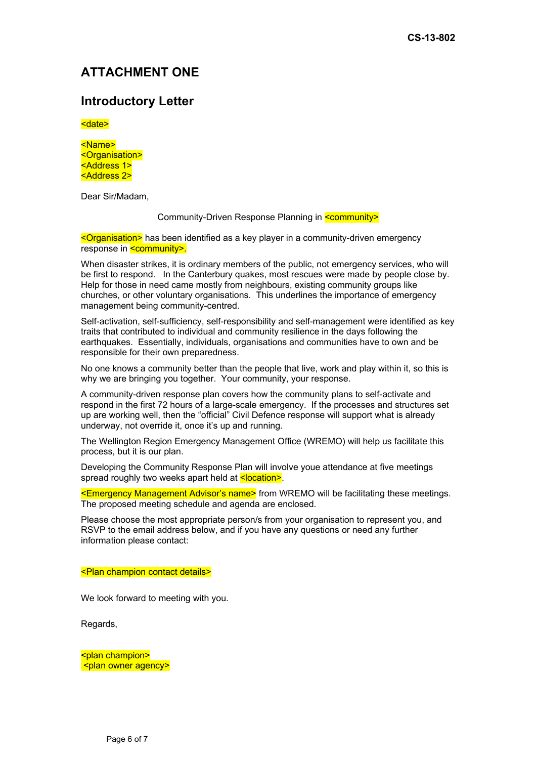CS-13-802

## ATTACHMENT ONE

## Introductory Letter

<date>

<Name>
<Organisation>
<Address 1>
<Address 2>

Dear Sir/Madam,

Community-Driven Response Planning in <community>

<Organisation> has been identified as a key player in a community-driven emergency response in <community>.

When disaster strikes, it is ordinary members of the public, not emergency services, who will be first to respond. In the Canterbury quakes, most rescues were made by people close by. Help for those in need came mostly from neighbours, existing community groups like churches, or other voluntary organisations. This underlines the importance of emergency management being community-centred.

Self-activation, self-sufficiency, self-responsibility and self-management were identified as key traits that contributed to individual and community resilience in the days following the earthquakes. Essentially, individuals, organisations and communities have to own and be responsible for their own preparedness.

No one knows a community better than the people that live, work and play within it, so this is why we are bringing you together. Your community, your response.

A community-driven response plan covers how the community plans to self-activate and respond in the first 72 hours of a large-scale emergency. If the processes and structures set up are working well, then the "official" Civil Defence response will support what is already underway, not override it, once it's up and running.

The Wellington Region Emergency Management Office (WREMO) will help us facilitate this process, but it is our plan.

Developing the Community Response Plan will involve youe attendance at five meetings spread roughly two weeks apart held at <location>.

<Emergency Management Advisor's name> from WREMO will be facilitating these meetings. The proposed meeting schedule and agenda are enclosed.

Please choose the most appropriate person/s from your organisation to represent you, and RSVP to the email address below, and if you have any questions or need any further information please contact:

<Plan champion contact details>

We look forward to meeting with you.

Regards,

<plan champion>
<plan owner agency>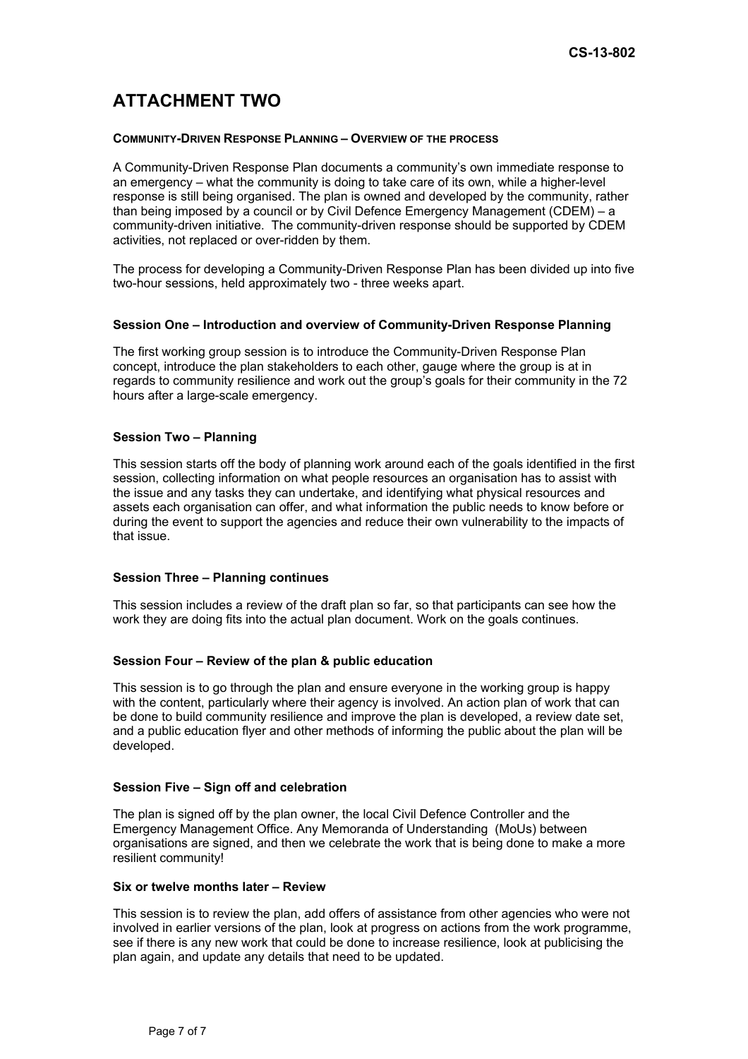# ATTACHMENT TWO

**COMMUNITY-DRIVEN RESPONSE PLANNING – OVERVIEW OF THE PROCESS**

A Community-Driven Response Plan documents a community's own immediate response to an emergency – what the community is doing to take care of its own, while a higher-level response is still being organised. The plan is owned and developed by the community, rather than being imposed by a council or by Civil Defence Emergency Management (CDEM) – a community-driven initiative. The community-driven response should be supported by CDEM activities, not replaced or over-ridden by them.

The process for developing a Community-Driven Response Plan has been divided up into five two-hour sessions, held approximately two - three weeks apart.

### Session One – Introduction and overview of Community-Driven Response Planning

The first working group session is to introduce the Community-Driven Response Plan concept, introduce the plan stakeholders to each other, gauge where the group is at in regards to community resilience and work out the group's goals for their community in the 72 hours after a large-scale emergency.

### Session Two – Planning

This session starts off the body of planning work around each of the goals identified in the first session, collecting information on what people resources an organisation has to assist with the issue and any tasks they can undertake, and identifying what physical resources and assets each organisation can offer, and what information the public needs to know before or during the event to support the agencies and reduce their own vulnerability to the impacts of that issue.

### Session Three – Planning continues

This session includes a review of the draft plan so far, so that participants can see how the work they are doing fits into the actual plan document. Work on the goals continues.

### Session Four – Review of the plan & public education

This session is to go through the plan and ensure everyone in the working group is happy with the content, particularly where their agency is involved. An action plan of work that can be done to build community resilience and improve the plan is developed, a review date set, and a public education flyer and other methods of informing the public about the plan will be developed.

### Session Five – Sign off and celebration

The plan is signed off by the plan owner, the local Civil Defence Controller and the Emergency Management Office. Any Memoranda of Understanding (MoUs) between organisations are signed, and then we celebrate the work that is being done to make a more resilient community!

### Six or twelve months later – Review

This session is to review the plan, add offers of assistance from other agencies who were not involved in earlier versions of the plan, look at progress on actions from the work programme, see if there is any new work that could be done to increase resilience, look at publicising the plan again, and update any details that need to be updated.